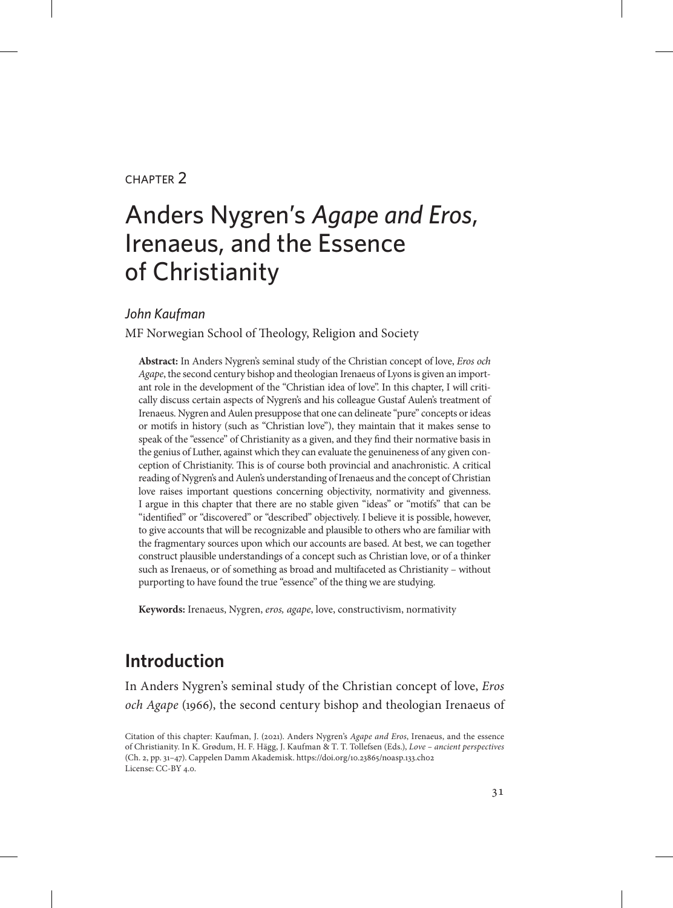CHAPTER 2

# Anders Nygren's *Agape and Eros*, Irenaeus, and the Essence of Christianity

*John Kaufman*

MF Norwegian School of Theology, Religion and Society

**Abstract:** In Anders Nygren's seminal study of the Christian concept of love, *Eros och Agape*, the second century bishop and theologian Irenaeus of Lyons is given an important role in the development of the "Christian idea of love". In this chapter, I will critically discuss certain aspects of Nygren's and his colleague Gustaf Aulen's treatment of Irenaeus. Nygren and Aulen presuppose that one can delineate "pure" concepts or ideas or motifs in history (such as "Christian love"), they maintain that it makes sense to speak of the "essence" of Christianity as a given, and they find their normative basis in the genius of Luther, against which they can evaluate the genuineness of any given conception of Christianity. This is of course both provincial and anachronistic. A critical reading of Nygren's and Aulen's understanding of Irenaeus and the concept of Christian love raises important questions concerning objectivity, normativity and givenness. I argue in this chapter that there are no stable given "ideas" or "motifs" that can be "identified" or "discovered" or "described" objectively. I believe it is possible, however, to give accounts that will be recognizable and plausible to others who are familiar with the fragmentary sources upon which our accounts are based. At best, we can together construct plausible understandings of a concept such as Christian love, or of a thinker such as Irenaeus, or of something as broad and multifaceted as Christianity – without purporting to have found the true "essence" of the thing we are studying.

**Keywords:** Irenaeus, Nygren, *eros, agape*, love, constructivism, normativity

## Introduction

In Anders Nygren's seminal study of the Christian concept of love, *Eros och Agape* (1966), the second century bishop and theologian Irenaeus of

Citation of this chapter: Kaufman, J. (2021). Anders Nygren's *Agape and Eros*, Irenaeus, and the essence of Christianity. In K. Grødum, H. F. Hägg, J. Kaufman & T. T. Tollefsen (Eds.), *Love – ancient perspectives* (Ch. 2, pp. 31–47). Cappelen Damm Akademisk. https://doi.org/10.23865/noasp.133.ch02
License: CC-BY 4.0.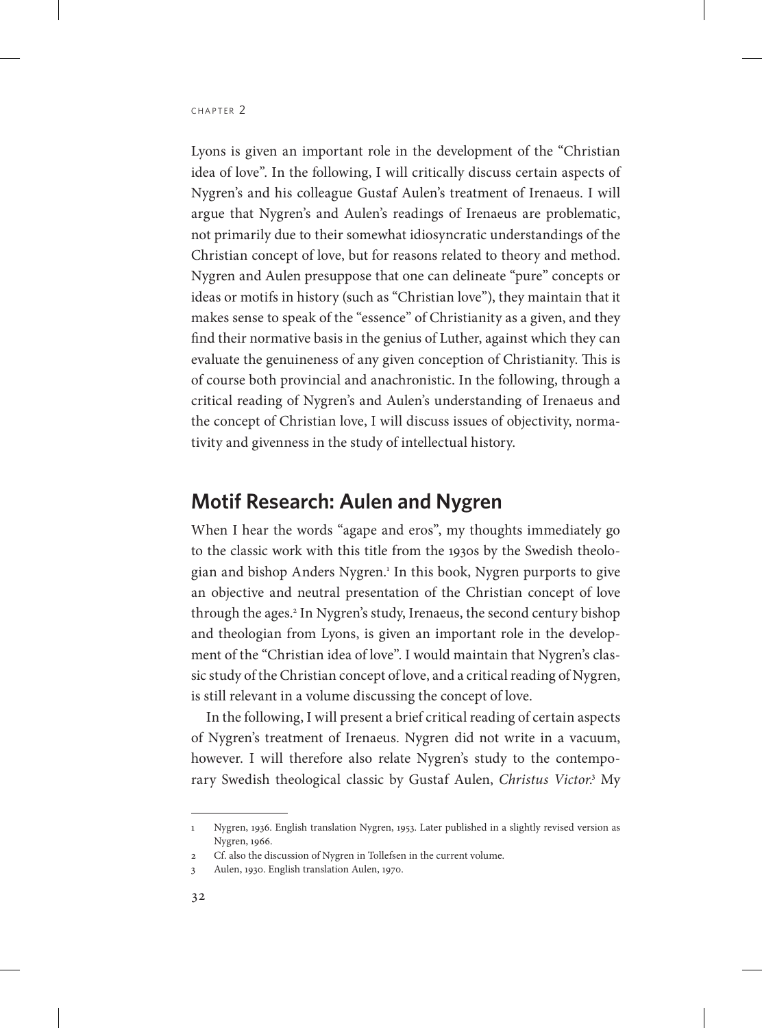Lyons is given an important role in the development of the "Christian idea of love". In the following, I will critically discuss certain aspects of Nygren's and his colleague Gustaf Aulen's treatment of Irenaeus. I will argue that Nygren's and Aulen's readings of Irenaeus are problematic, not primarily due to their somewhat idiosyncratic understandings of the Christian concept of love, but for reasons related to theory and method. Nygren and Aulen presuppose that one can delineate "pure" concepts or ideas or motifs in history (such as "Christian love"), they maintain that it makes sense to speak of the "essence" of Christianity as a given, and they find their normative basis in the genius of Luther, against which they can evaluate the genuineness of any given conception of Christianity. This is of course both provincial and anachronistic. In the following, through a critical reading of Nygren's and Aulen's understanding of Irenaeus and the concept of Christian love, I will discuss issues of objectivity, normativity and givenness in the study of intellectual history.

## Motif Research: Aulen and Nygren

When I hear the words "agape and eros", my thoughts immediately go to the classic work with this title from the 1930s by the Swedish theologian and bishop Anders Nygren.[1] In this book, Nygren purports to give an objective and neutral presentation of the Christian concept of love through the ages.[2] In Nygren's study, Irenaeus, the second century bishop and theologian from Lyons, is given an important role in the development of the "Christian idea of love". I would maintain that Nygren's classic study of the Christian concept of love, and a critical reading of Nygren, is still relevant in a volume discussing the concept of love.

In the following, I will present a brief critical reading of certain aspects of Nygren's treatment of Irenaeus. Nygren did not write in a vacuum, however. I will therefore also relate Nygren's study to the contemporary Swedish theological classic by Gustaf Aulen, *Christus Victor*.[3] My

---

1 Nygren, 1936. English translation Nygren, 1953. Later published in a slightly revised version as Nygren, 1966.

2 Cf. also the discussion of Nygren in Tollefsen in the current volume.

3 Aulen, 1930. English translation Aulen, 1970.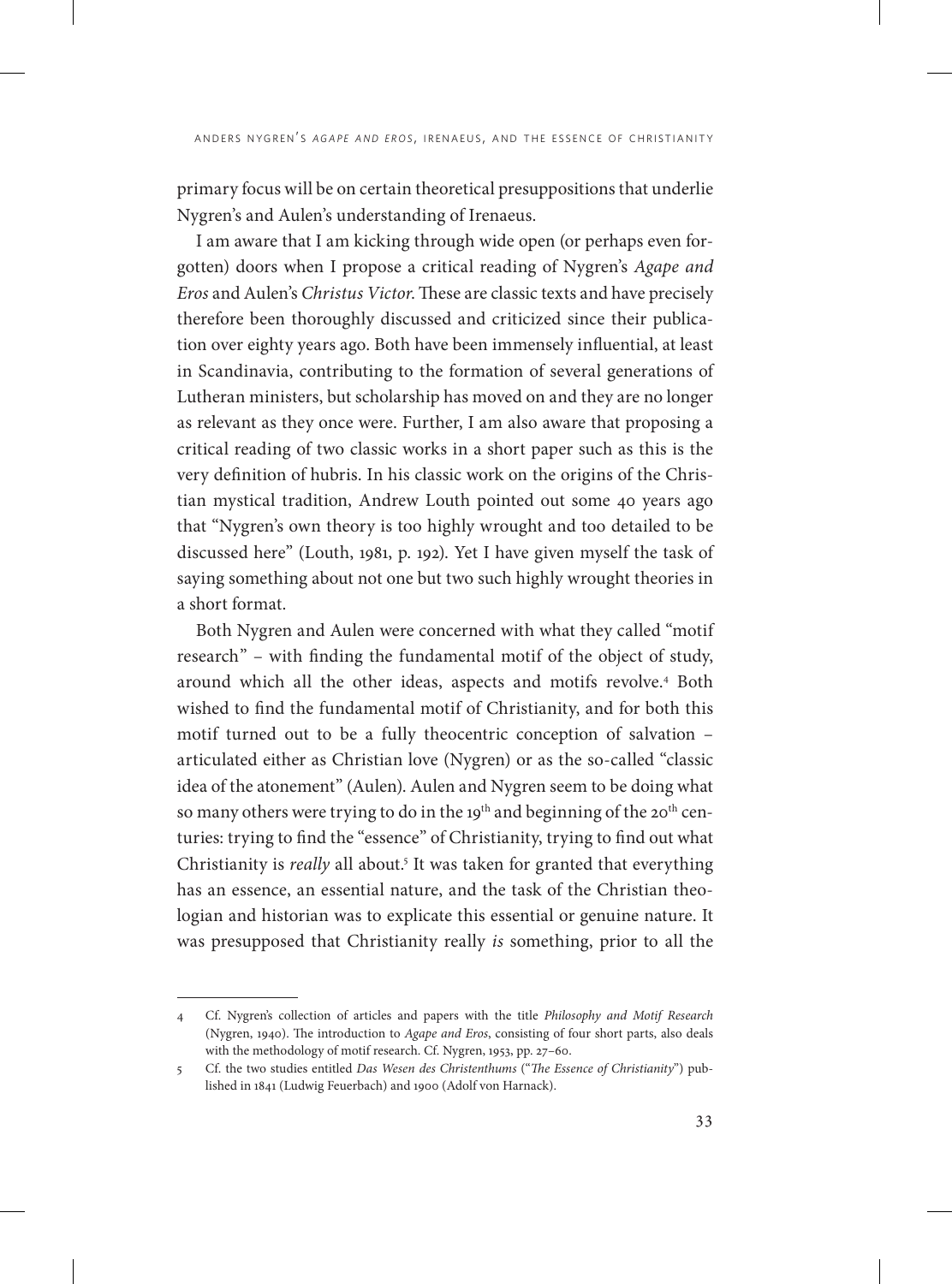primary focus will be on certain theoretical presuppositions that underlie Nygren's and Aulen's understanding of Irenaeus.

I am aware that I am kicking through wide open (or perhaps even forgotten) doors when I propose a critical reading of Nygren's *Agape and Eros* and Aulen's *Christus Victor*. These are classic texts and have precisely therefore been thoroughly discussed and criticized since their publication over eighty years ago. Both have been immensely influential, at least in Scandinavia, contributing to the formation of several generations of Lutheran ministers, but scholarship has moved on and they are no longer as relevant as they once were. Further, I am also aware that proposing a critical reading of two classic works in a short paper such as this is the very definition of hubris. In his classic work on the origins of the Christian mystical tradition, Andrew Louth pointed out some 40 years ago that "Nygren's own theory is too highly wrought and too detailed to be discussed here" (Louth, 1981, p. 192). Yet I have given myself the task of saying something about not one but two such highly wrought theories in a short format.

Both Nygren and Aulen were concerned with what they called "motif research" – with finding the fundamental motif of the object of study, around which all the other ideas, aspects and motifs revolve.[4] Both wished to find the fundamental motif of Christianity, and for both this motif turned out to be a fully theocentric conception of salvation – articulated either as Christian love (Nygren) or as the so-called "classic idea of the atonement" (Aulen). Aulen and Nygren seem to be doing what so many others were trying to do in the 19th and beginning of the 20th centuries: trying to find the "essence" of Christianity, trying to find out what Christianity is *really* all about.[5] It was taken for granted that everything has an essence, an essential nature, and the task of the Christian theologian and historian was to explicate this essential or genuine nature. It was presupposed that Christianity really *is* something, prior to all the

---

4 Cf. Nygren's collection of articles and papers with the title *Philosophy and Motif Research* (Nygren, 1940). The introduction to *Agape and Eros*, consisting of four short parts, also deals with the methodology of motif research. Cf. Nygren, 1953, pp. 27–60.

5 Cf. the two studies entitled *Das Wesen des Christenthums* ("*The Essence of Christianity*") published in 1841 (Ludwig Feuerbach) and 1900 (Adolf von Harnack).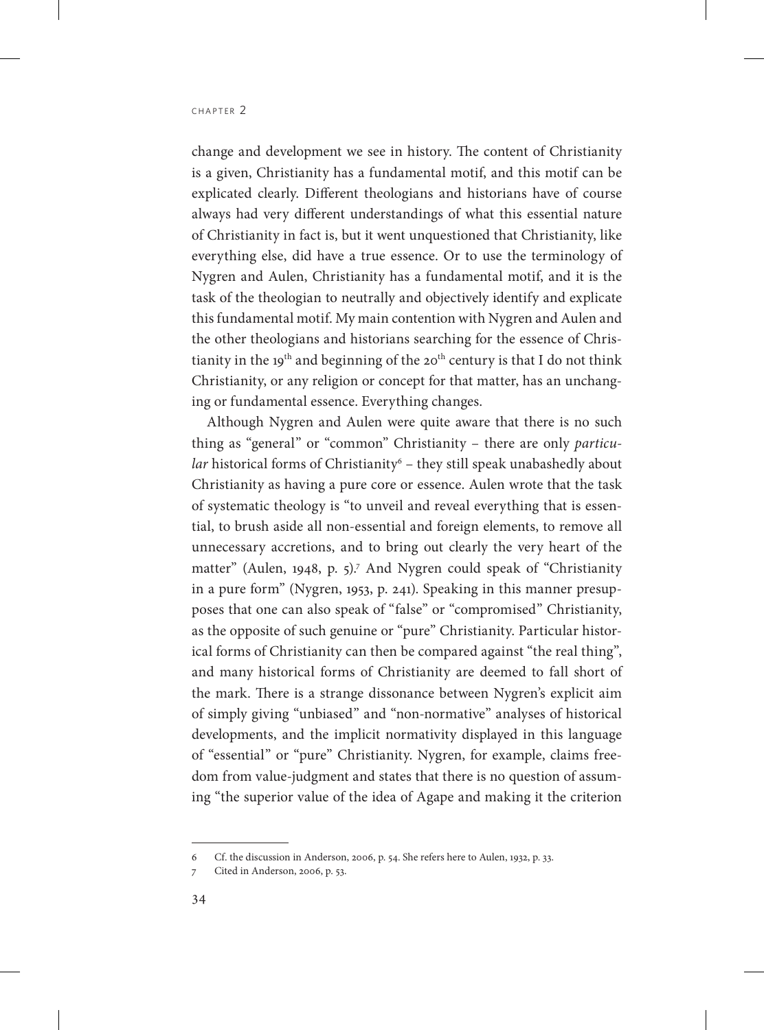change and development we see in history. The content of Christianity is a given, Christianity has a fundamental motif, and this motif can be explicated clearly. Different theologians and historians have of course always had very different understandings of what this essential nature of Christianity in fact is, but it went unquestioned that Christianity, like everything else, did have a true essence. Or to use the terminology of Nygren and Aulen, Christianity has a fundamental motif, and it is the task of the theologian to neutrally and objectively identify and explicate this fundamental motif. My main contention with Nygren and Aulen and the other theologians and historians searching for the essence of Christianity in the 19th and beginning of the 20th century is that I do not think Christianity, or any religion or concept for that matter, has an unchanging or fundamental essence. Everything changes.

Although Nygren and Aulen were quite aware that there is no such thing as "general" or "common" Christianity – there are only *particular* historical forms of Christianity[6] – they still speak unabashedly about Christianity as having a pure core or essence. Aulen wrote that the task of systematic theology is "to unveil and reveal everything that is essential, to brush aside all non-essential and foreign elements, to remove all unnecessary accretions, and to bring out clearly the very heart of the matter" (Aulen, 1948, p. 5).[7] And Nygren could speak of "Christianity in a pure form" (Nygren, 1953, p. 241). Speaking in this manner presupposes that one can also speak of "false" or "compromised" Christianity, as the opposite of such genuine or "pure" Christianity. Particular historical forms of Christianity can then be compared against "the real thing", and many historical forms of Christianity are deemed to fall short of the mark. There is a strange dissonance between Nygren's explicit aim of simply giving "unbiased" and "non-normative" analyses of historical developments, and the implicit normativity displayed in this language of "essential" or "pure" Christianity. Nygren, for example, claims freedom from value-judgment and states that there is no question of assuming "the superior value of the idea of Agape and making it the criterion

---

6 Cf. the discussion in Anderson, 2006, p. 54. She refers here to Aulen, 1932, p. 33.

7 Cited in Anderson, 2006, p. 53.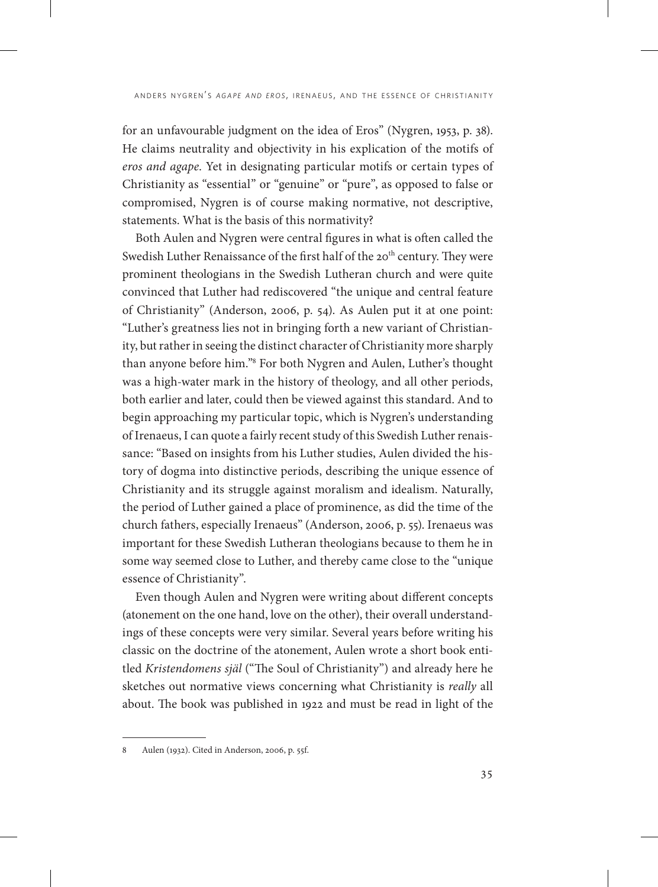for an unfavourable judgment on the idea of Eros" (Nygren, 1953, p. 38). He claims neutrality and objectivity in his explication of the motifs of *eros and agape*. Yet in designating particular motifs or certain types of Christianity as "essential" or "genuine" or "pure", as opposed to false or compromised, Nygren is of course making normative, not descriptive, statements. What is the basis of this normativity?

Both Aulen and Nygren were central figures in what is often called the Swedish Luther Renaissance of the first half of the 20th century. They were prominent theologians in the Swedish Lutheran church and were quite convinced that Luther had rediscovered "the unique and central feature of Christianity" (Anderson, 2006, p. 54). As Aulen put it at one point: "Luther's greatness lies not in bringing forth a new variant of Christianity, but rather in seeing the distinct character of Christianity more sharply than anyone before him."[8] For both Nygren and Aulen, Luther's thought was a high-water mark in the history of theology, and all other periods, both earlier and later, could then be viewed against this standard. And to begin approaching my particular topic, which is Nygren's understanding of Irenaeus, I can quote a fairly recent study of this Swedish Luther renaissance: "Based on insights from his Luther studies, Aulen divided the history of dogma into distinctive periods, describing the unique essence of Christianity and its struggle against moralism and idealism. Naturally, the period of Luther gained a place of prominence, as did the time of the church fathers, especially Irenaeus" (Anderson, 2006, p. 55). Irenaeus was important for these Swedish Lutheran theologians because to them he in some way seemed close to Luther, and thereby came close to the "unique essence of Christianity".

Even though Aulen and Nygren were writing about different concepts (atonement on the one hand, love on the other), their overall understandings of these concepts were very similar. Several years before writing his classic on the doctrine of the atonement, Aulen wrote a short book entitled *Kristendomens själ* ("The Soul of Christianity") and already here he sketches out normative views concerning what Christianity is *really* all about. The book was published in 1922 and must be read in light of the

---

8 Aulen (1932). Cited in Anderson, 2006, p. 55f.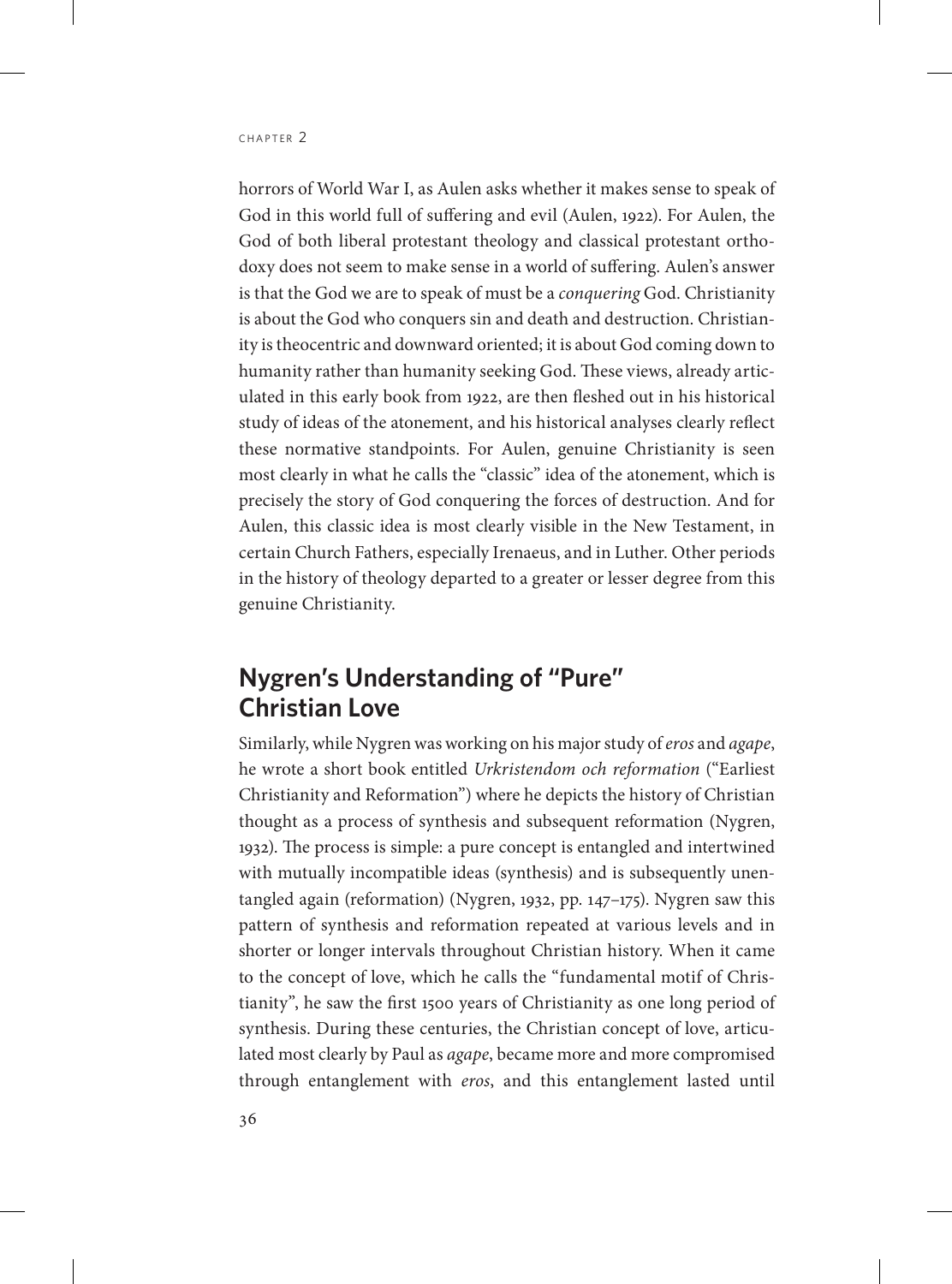horrors of World War I, as Aulen asks whether it makes sense to speak of God in this world full of suffering and evil (Aulen, 1922). For Aulen, the God of both liberal protestant theology and classical protestant orthodoxy does not seem to make sense in a world of suffering. Aulen's answer is that the God we are to speak of must be a *conquering* God. Christianity is about the God who conquers sin and death and destruction. Christianity is theocentric and downward oriented; it is about God coming down to humanity rather than humanity seeking God. These views, already articulated in this early book from 1922, are then fleshed out in his historical study of ideas of the atonement, and his historical analyses clearly reflect these normative standpoints. For Aulen, genuine Christianity is seen most clearly in what he calls the "classic" idea of the atonement, which is precisely the story of God conquering the forces of destruction. And for Aulen, this classic idea is most clearly visible in the New Testament, in certain Church Fathers, especially Irenaeus, and in Luther. Other periods in the history of theology departed to a greater or lesser degree from this genuine Christianity.

## Nygren's Understanding of "Pure" Christian Love

Similarly, while Nygren was working on his major study of *eros* and *agape*, he wrote a short book entitled *Urkristendom och reformation* ("Earliest Christianity and Reformation") where he depicts the history of Christian thought as a process of synthesis and subsequent reformation (Nygren, 1932). The process is simple: a pure concept is entangled and intertwined with mutually incompatible ideas (synthesis) and is subsequently unentangled again (reformation) (Nygren, 1932, pp. 147–175). Nygren saw this pattern of synthesis and reformation repeated at various levels and in shorter or longer intervals throughout Christian history. When it came to the concept of love, which he calls the "fundamental motif of Christianity", he saw the first 1500 years of Christianity as one long period of synthesis. During these centuries, the Christian concept of love, articulated most clearly by Paul as *agape*, became more and more compromised through entanglement with *eros*, and this entanglement lasted until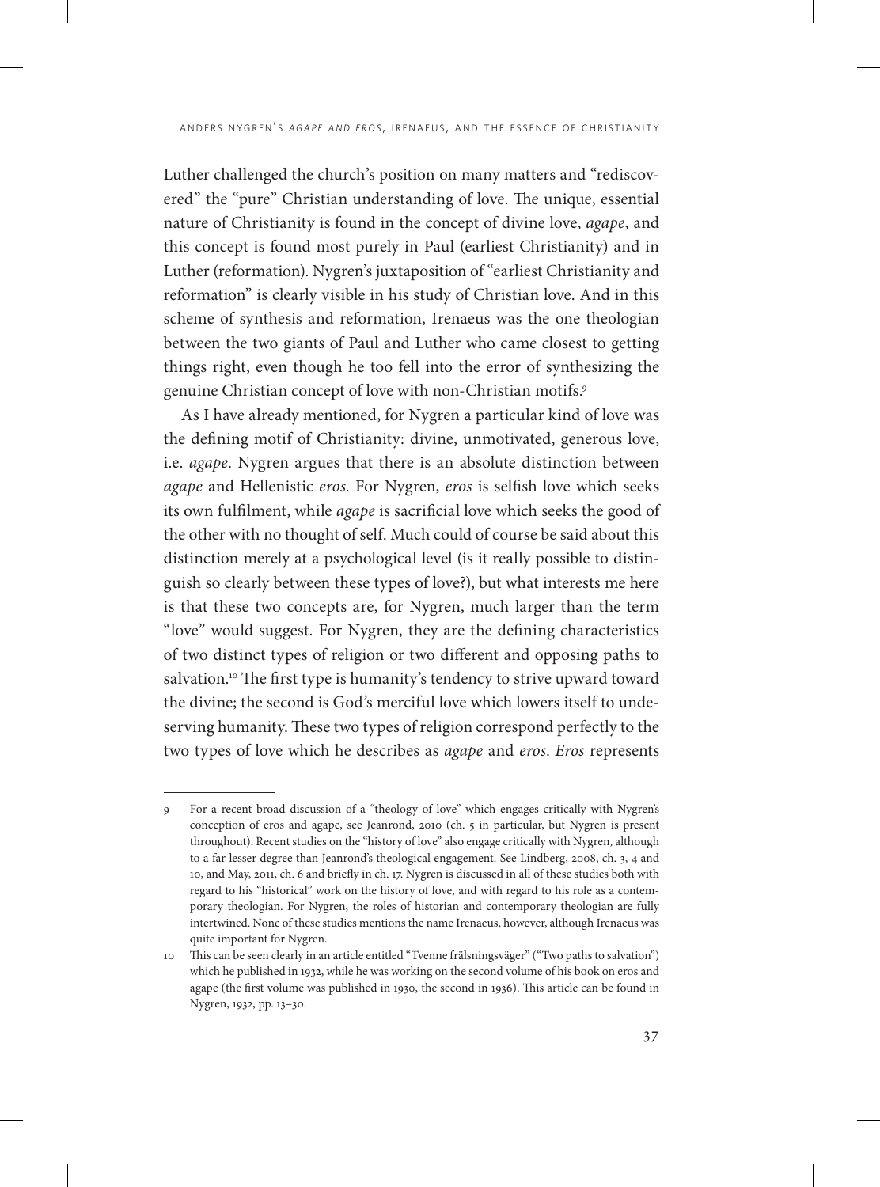Luther challenged the church's position on many matters and "rediscovered" the "pure" Christian understanding of love. The unique, essential nature of Christianity is found in the concept of divine love, *agape*, and this concept is found most purely in Paul (earliest Christianity) and in Luther (reformation). Nygren's juxtaposition of "earliest Christianity and reformation" is clearly visible in his study of Christian love. And in this scheme of synthesis and reformation, Irenaeus was the one theologian between the two giants of Paul and Luther who came closest to getting things right, even though he too fell into the error of synthesizing the genuine Christian concept of love with non-Christian motifs.[9]

As I have already mentioned, for Nygren a particular kind of love was the defining motif of Christianity: divine, unmotivated, generous love, i.e. *agape*. Nygren argues that there is an absolute distinction between *agape* and Hellenistic *eros*. For Nygren, *eros* is selfish love which seeks its own fulfilment, while *agape* is sacrificial love which seeks the good of the other with no thought of self. Much could of course be said about this distinction merely at a psychological level (is it really possible to distinguish so clearly between these types of love?), but what interests me here is that these two concepts are, for Nygren, much larger than the term "love" would suggest. For Nygren, they are the defining characteristics of two distinct types of religion or two different and opposing paths to salvation.[10] The first type is humanity's tendency to strive upward toward the divine; the second is God's merciful love which lowers itself to undeserving humanity. These two types of religion correspond perfectly to the two types of love which he describes as *agape* and *eros*. *Eros* represents

---

9 For a recent broad discussion of a "theology of love" which engages critically with Nygren's conception of eros and agape, see Jeanrond, 2010 (ch. 5 in particular, but Nygren is present throughout). Recent studies on the "history of love" also engage critically with Nygren, although to a far lesser degree than Jeanrond's theological engagement. See Lindberg, 2008, ch. 3, 4 and 10, and May, 2011, ch. 6 and briefly in ch. 17. Nygren is discussed in all of these studies both with regard to his "historical" work on the history of love, and with regard to his role as a contemporary theologian. For Nygren, the roles of historian and contemporary theologian are fully intertwined. None of these studies mentions the name Irenaeus, however, although Irenaeus was quite important for Nygren.

10 This can be seen clearly in an article entitled "Tvenne frälsningsväger" ("Two paths to salvation") which he published in 1932, while he was working on the second volume of his book on eros and agape (the first volume was published in 1930, the second in 1936). This article can be found in Nygren, 1932, pp. 13–30.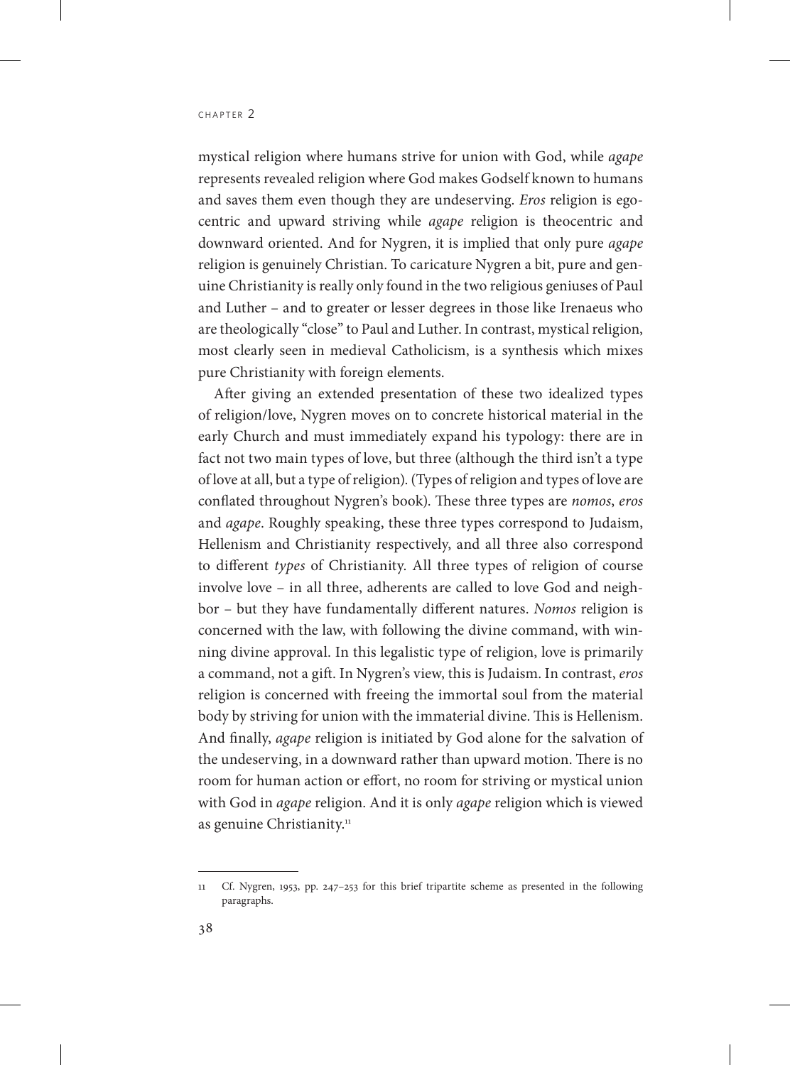mystical religion where humans strive for union with God, while *agape* represents revealed religion where God makes Godself known to humans and saves them even though they are undeserving. *Eros* religion is egocentric and upward striving while *agape* religion is theocentric and downward oriented. And for Nygren, it is implied that only pure *agape* religion is genuinely Christian. To caricature Nygren a bit, pure and genuine Christianity is really only found in the two religious geniuses of Paul and Luther – and to greater or lesser degrees in those like Irenaeus who are theologically "close" to Paul and Luther. In contrast, mystical religion, most clearly seen in medieval Catholicism, is a synthesis which mixes pure Christianity with foreign elements.

After giving an extended presentation of these two idealized types of religion/love, Nygren moves on to concrete historical material in the early Church and must immediately expand his typology: there are in fact not two main types of love, but three (although the third isn't a type of love at all, but a type of religion). (Types of religion and types of love are conflated throughout Nygren's book). These three types are *nomos*, *eros* and *agape*. Roughly speaking, these three types correspond to Judaism, Hellenism and Christianity respectively, and all three also correspond to different *types* of Christianity. All three types of religion of course involve love – in all three, adherents are called to love God and neighbor – but they have fundamentally different natures. *Nomos* religion is concerned with the law, with following the divine command, with winning divine approval. In this legalistic type of religion, love is primarily a command, not a gift. In Nygren's view, this is Judaism. In contrast, *eros* religion is concerned with freeing the immortal soul from the material body by striving for union with the immaterial divine. This is Hellenism. And finally, *agape* religion is initiated by God alone for the salvation of the undeserving, in a downward rather than upward motion. There is no room for human action or effort, no room for striving or mystical union with God in *agape* religion. And it is only *agape* religion which is viewed as genuine Christianity.[11]

---

11 Cf. Nygren, 1953, pp. 247–253 for this brief tripartite scheme as presented in the following paragraphs.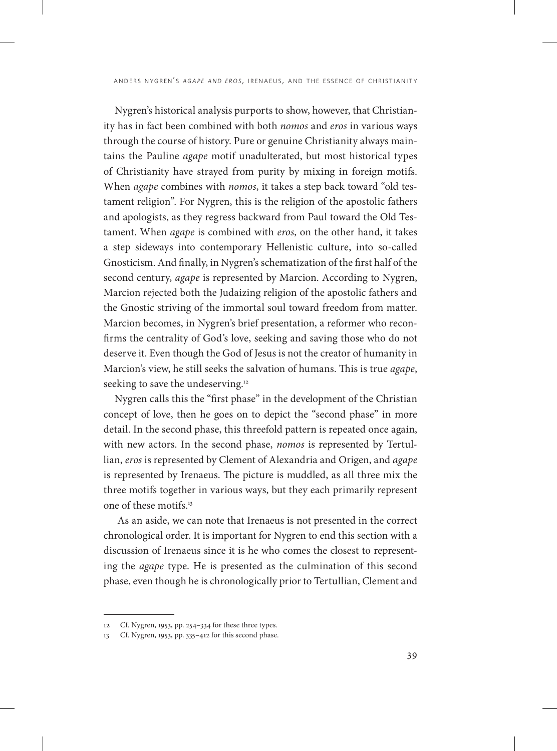Nygren's historical analysis purports to show, however, that Christianity has in fact been combined with both *nomos* and *eros* in various ways through the course of history. Pure or genuine Christianity always maintains the Pauline *agape* motif unadulterated, but most historical types of Christianity have strayed from purity by mixing in foreign motifs. When *agape* combines with *nomos*, it takes a step back toward "old testament religion". For Nygren, this is the religion of the apostolic fathers and apologists, as they regress backward from Paul toward the Old Testament. When *agape* is combined with *eros*, on the other hand, it takes a step sideways into contemporary Hellenistic culture, into so-called Gnosticism. And finally, in Nygren's schematization of the first half of the second century, *agape* is represented by Marcion. According to Nygren, Marcion rejected both the Judaizing religion of the apostolic fathers and the Gnostic striving of the immortal soul toward freedom from matter. Marcion becomes, in Nygren's brief presentation, a reformer who reconfirms the centrality of God's love, seeking and saving those who do not deserve it. Even though the God of Jesus is not the creator of humanity in Marcion's view, he still seeks the salvation of humans. This is true *agape*, seeking to save the undeserving.[12]

Nygren calls this the "first phase" in the development of the Christian concept of love, then he goes on to depict the "second phase" in more detail. In the second phase, this threefold pattern is repeated once again, with new actors. In the second phase, *nomos* is represented by Tertullian, *eros* is represented by Clement of Alexandria and Origen, and *agape* is represented by Irenaeus. The picture is muddled, as all three mix the three motifs together in various ways, but they each primarily represent one of these motifs.[13]

As an aside, we can note that Irenaeus is not presented in the correct chronological order. It is important for Nygren to end this section with a discussion of Irenaeus since it is he who comes the closest to representing the *agape* type. He is presented as the culmination of this second phase, even though he is chronologically prior to Tertullian, Clement and

---

12 Cf. Nygren, 1953, pp. 254–334 for these three types.

13 Cf. Nygren, 1953, pp. 335–412 for this second phase.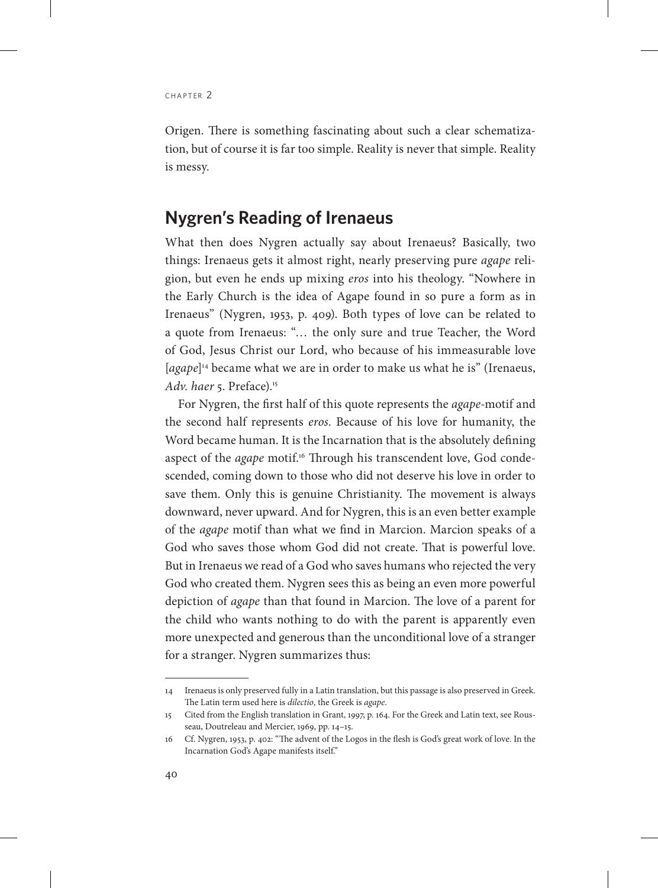Origen. There is something fascinating about such a clear schematization, but of course it is far too simple. Reality is never that simple. Reality is messy.

## Nygren's Reading of Irenaeus

What then does Nygren actually say about Irenaeus? Basically, two things: Irenaeus gets it almost right, nearly preserving pure *agape* religion, but even he ends up mixing *eros* into his theology. "Nowhere in the Early Church is the idea of Agape found in so pure a form as in Irenaeus" (Nygren, 1953, p. 409). Both types of love can be related to a quote from Irenaeus: "… the only sure and true Teacher, the Word of God, Jesus Christ our Lord, who because of his immeasurable love [*agape*][14] became what we are in order to make us what he is" (Irenaeus, *Adv. haer* 5. Preface).[15]

For Nygren, the first half of this quote represents the *agape*-motif and the second half represents *eros*. Because of his love for humanity, the Word became human. It is the Incarnation that is the absolutely defining aspect of the *agape* motif.[16] Through his transcendent love, God condescended, coming down to those who did not deserve his love in order to save them. Only this is genuine Christianity. The movement is always downward, never upward. And for Nygren, this is an even better example of the *agape* motif than what we find in Marcion. Marcion speaks of a God who saves those whom God did not create. That is powerful love. But in Irenaeus we read of a God who saves humans who rejected the very God who created them. Nygren sees this as being an even more powerful depiction of *agape* than that found in Marcion. The love of a parent for the child who wants nothing to do with the parent is apparently even more unexpected and generous than the unconditional love of a stranger for a stranger. Nygren summarizes thus:

---

14 Irenaeus is only preserved fully in a Latin translation, but this passage is also preserved in Greek. The Latin term used here is *dilectio*, the Greek is *agape*.

15 Cited from the English translation in Grant, 1997, p. 164. For the Greek and Latin text, see Rousseau, Doutreleau and Mercier, 1969, pp. 14–15.

16 Cf. Nygren, 1953, p. 402: "The advent of the Logos in the flesh is God's great work of love. In the Incarnation God's Agape manifests itself."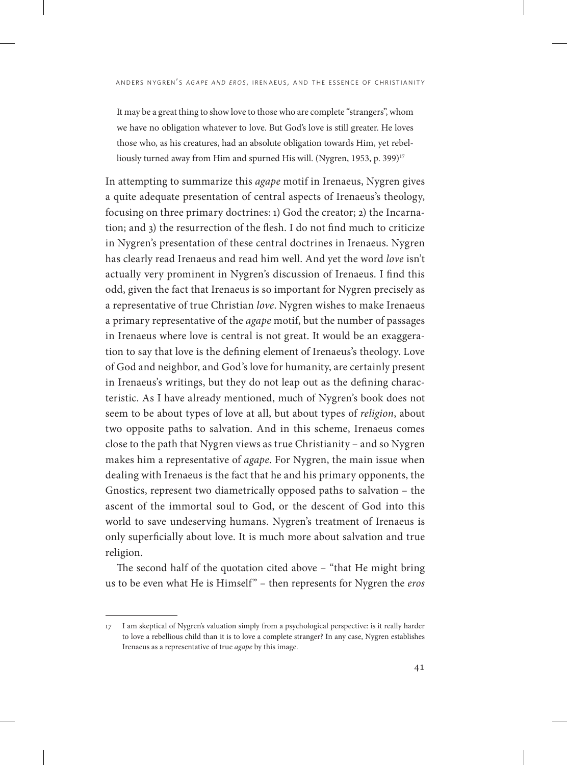> It may be a great thing to show love to those who are complete "strangers", whom we have no obligation whatever to love. But God's love is still greater. He loves those who, as his creatures, had an absolute obligation towards Him, yet rebelliously turned away from Him and spurned His will. (Nygren, 1953, p. 399)[17]

In attempting to summarize this *agape* motif in Irenaeus, Nygren gives a quite adequate presentation of central aspects of Irenaeus's theology, focusing on three primary doctrines: 1) God the creator; 2) the Incarnation; and 3) the resurrection of the flesh. I do not find much to criticize in Nygren's presentation of these central doctrines in Irenaeus. Nygren has clearly read Irenaeus and read him well. And yet the word *love* isn't actually very prominent in Nygren's discussion of Irenaeus. I find this odd, given the fact that Irenaeus is so important for Nygren precisely as a representative of true Christian *love*. Nygren wishes to make Irenaeus a primary representative of the *agape* motif, but the number of passages in Irenaeus where love is central is not great. It would be an exaggeration to say that love is the defining element of Irenaeus's theology. Love of God and neighbor, and God's love for humanity, are certainly present in Irenaeus's writings, but they do not leap out as the defining characteristic. As I have already mentioned, much of Nygren's book does not seem to be about types of love at all, but about types of *religion*, about two opposite paths to salvation. And in this scheme, Irenaeus comes close to the path that Nygren views as true Christianity – and so Nygren makes him a representative of *agape*. For Nygren, the main issue when dealing with Irenaeus is the fact that he and his primary opponents, the Gnostics, represent two diametrically opposed paths to salvation – the ascent of the immortal soul to God, or the descent of God into this world to save undeserving humans. Nygren's treatment of Irenaeus is only superficially about love. It is much more about salvation and true religion.

The second half of the quotation cited above – "that He might bring us to be even what He is Himself" – then represents for Nygren the *eros*

---

17 I am skeptical of Nygren's valuation simply from a psychological perspective: is it really harder to love a rebellious child than it is to love a complete stranger? In any case, Nygren establishes Irenaeus as a representative of true *agape* by this image.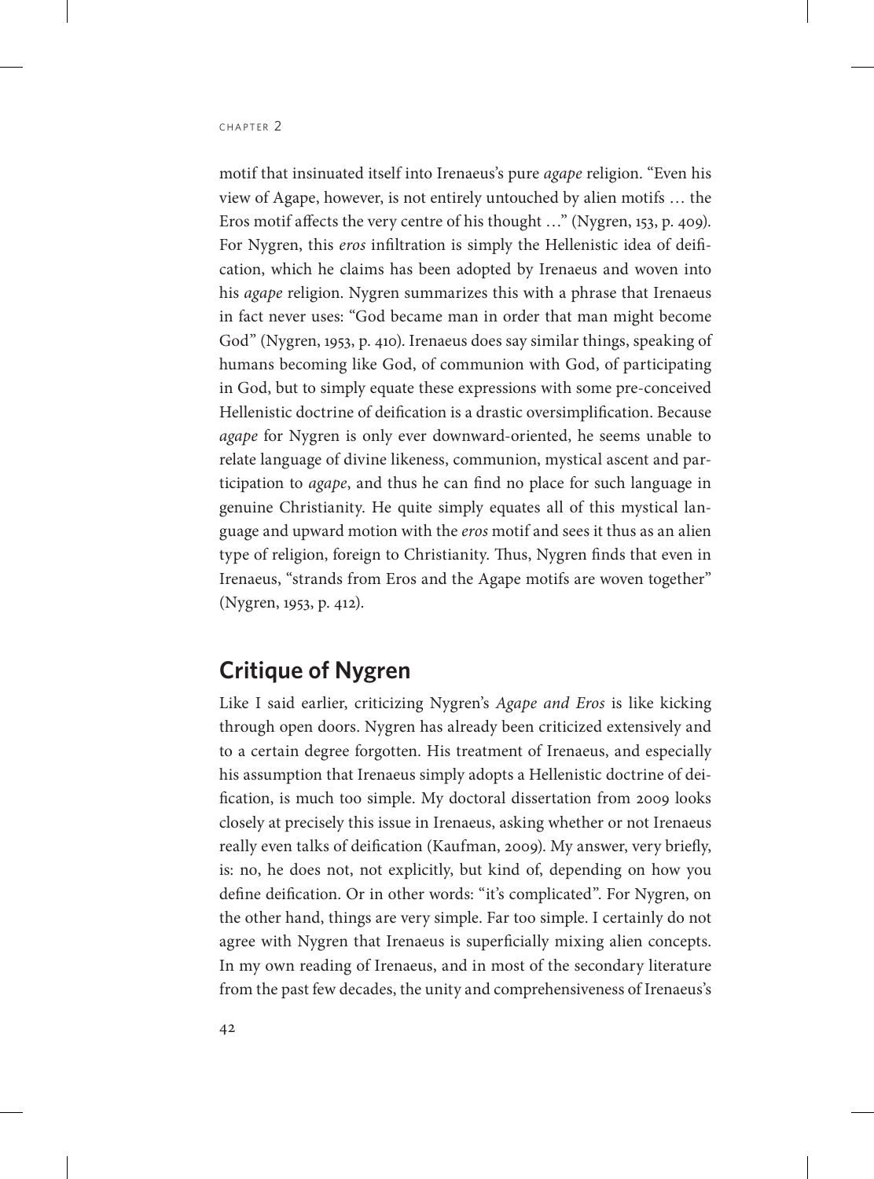motif that insinuated itself into Irenaeus's pure *agape* religion. "Even his view of Agape, however, is not entirely untouched by alien motifs … the Eros motif affects the very centre of his thought …" (Nygren, 153, p. 409). For Nygren, this *eros* infiltration is simply the Hellenistic idea of deification, which he claims has been adopted by Irenaeus and woven into his *agape* religion. Nygren summarizes this with a phrase that Irenaeus in fact never uses: "God became man in order that man might become God" (Nygren, 1953, p. 410). Irenaeus does say similar things, speaking of humans becoming like God, of communion with God, of participating in God, but to simply equate these expressions with some pre-conceived Hellenistic doctrine of deification is a drastic oversimplification. Because *agape* for Nygren is only ever downward-oriented, he seems unable to relate language of divine likeness, communion, mystical ascent and participation to *agape*, and thus he can find no place for such language in genuine Christianity. He quite simply equates all of this mystical language and upward motion with the *eros* motif and sees it thus as an alien type of religion, foreign to Christianity. Thus, Nygren finds that even in Irenaeus, "strands from Eros and the Agape motifs are woven together" (Nygren, 1953, p. 412).

## Critique of Nygren

Like I said earlier, criticizing Nygren's *Agape and Eros* is like kicking through open doors. Nygren has already been criticized extensively and to a certain degree forgotten. His treatment of Irenaeus, and especially his assumption that Irenaeus simply adopts a Hellenistic doctrine of deification, is much too simple. My doctoral dissertation from 2009 looks closely at precisely this issue in Irenaeus, asking whether or not Irenaeus really even talks of deification (Kaufman, 2009). My answer, very briefly, is: no, he does not, not explicitly, but kind of, depending on how you define deification. Or in other words: "it's complicated". For Nygren, on the other hand, things are very simple. Far too simple. I certainly do not agree with Nygren that Irenaeus is superficially mixing alien concepts. In my own reading of Irenaeus, and in most of the secondary literature from the past few decades, the unity and comprehensiveness of Irenaeus's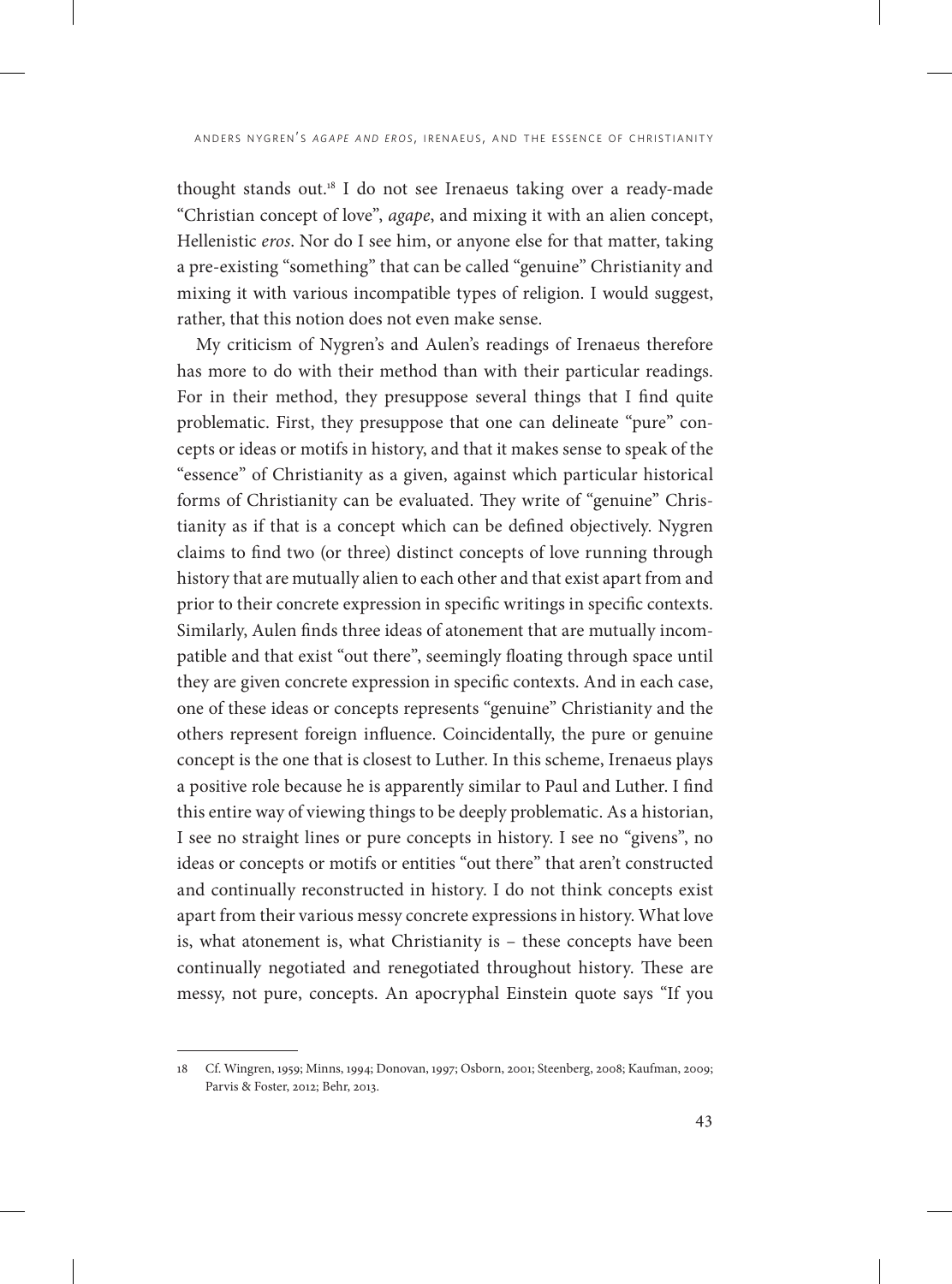thought stands out.[18] I do not see Irenaeus taking over a ready-made "Christian concept of love", *agape*, and mixing it with an alien concept, Hellenistic *eros*. Nor do I see him, or anyone else for that matter, taking a pre-existing "something" that can be called "genuine" Christianity and mixing it with various incompatible types of religion. I would suggest, rather, that this notion does not even make sense.

My criticism of Nygren's and Aulen's readings of Irenaeus therefore has more to do with their method than with their particular readings. For in their method, they presuppose several things that I find quite problematic. First, they presuppose that one can delineate "pure" concepts or ideas or motifs in history, and that it makes sense to speak of the "essence" of Christianity as a given, against which particular historical forms of Christianity can be evaluated. They write of "genuine" Christianity as if that is a concept which can be defined objectively. Nygren claims to find two (or three) distinct concepts of love running through history that are mutually alien to each other and that exist apart from and prior to their concrete expression in specific writings in specific contexts. Similarly, Aulen finds three ideas of atonement that are mutually incompatible and that exist "out there", seemingly floating through space until they are given concrete expression in specific contexts. And in each case, one of these ideas or concepts represents "genuine" Christianity and the others represent foreign influence. Coincidentally, the pure or genuine concept is the one that is closest to Luther. In this scheme, Irenaeus plays a positive role because he is apparently similar to Paul and Luther. I find this entire way of viewing things to be deeply problematic. As a historian, I see no straight lines or pure concepts in history. I see no "givens", no ideas or concepts or motifs or entities "out there" that aren't constructed and continually reconstructed in history. I do not think concepts exist apart from their various messy concrete expressions in history. What love is, what atonement is, what Christianity is – these concepts have been continually negotiated and renegotiated throughout history. These are messy, not pure, concepts. An apocryphal Einstein quote says "If you

---

18 Cf. Wingren, 1959; Minns, 1994; Donovan, 1997; Osborn, 2001; Steenberg, 2008; Kaufman, 2009; Parvis & Foster, 2012; Behr, 2013.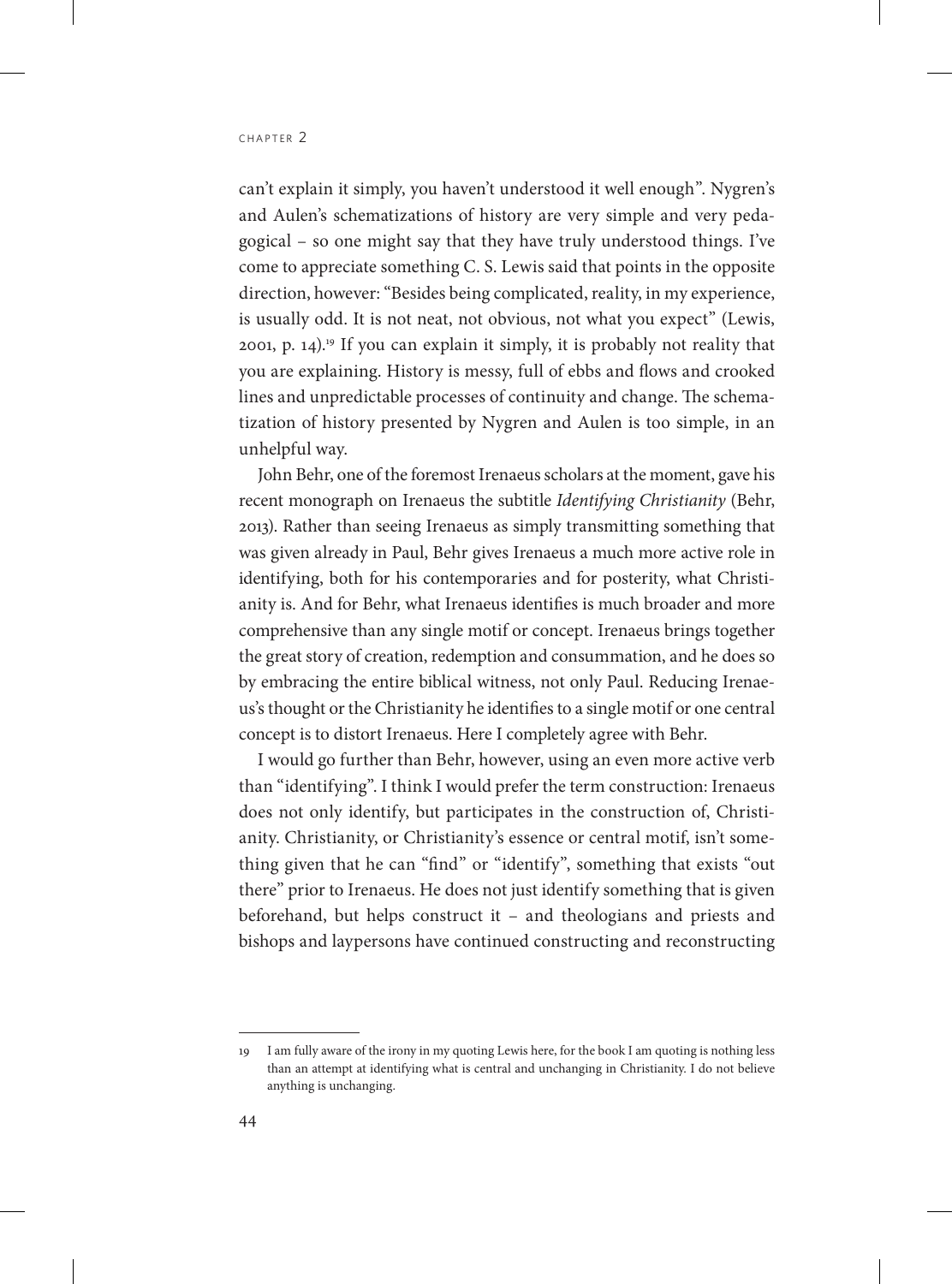can't explain it simply, you haven't understood it well enough". Nygren's and Aulen's schematizations of history are very simple and very pedagogical – so one might say that they have truly understood things. I've come to appreciate something C. S. Lewis said that points in the opposite direction, however: "Besides being complicated, reality, in my experience, is usually odd. It is not neat, not obvious, not what you expect" (Lewis, 2001, p. 14).[19] If you can explain it simply, it is probably not reality that you are explaining. History is messy, full of ebbs and flows and crooked lines and unpredictable processes of continuity and change. The schematization of history presented by Nygren and Aulen is too simple, in an unhelpful way.

John Behr, one of the foremost Irenaeus scholars at the moment, gave his recent monograph on Irenaeus the subtitle *Identifying Christianity* (Behr, 2013). Rather than seeing Irenaeus as simply transmitting something that was given already in Paul, Behr gives Irenaeus a much more active role in identifying, both for his contemporaries and for posterity, what Christianity is. And for Behr, what Irenaeus identifies is much broader and more comprehensive than any single motif or concept. Irenaeus brings together the great story of creation, redemption and consummation, and he does so by embracing the entire biblical witness, not only Paul. Reducing Irenaeus's thought or the Christianity he identifies to a single motif or one central concept is to distort Irenaeus. Here I completely agree with Behr.

I would go further than Behr, however, using an even more active verb than "identifying". I think I would prefer the term construction: Irenaeus does not only identify, but participates in the construction of, Christianity. Christianity, or Christianity's essence or central motif, isn't something given that he can "find" or "identify", something that exists "out there" prior to Irenaeus. He does not just identify something that is given beforehand, but helps construct it – and theologians and priests and bishops and laypersons have continued constructing and reconstructing

---

19 I am fully aware of the irony in my quoting Lewis here, for the book I am quoting is nothing less than an attempt at identifying what is central and unchanging in Christianity. I do not believe anything is unchanging.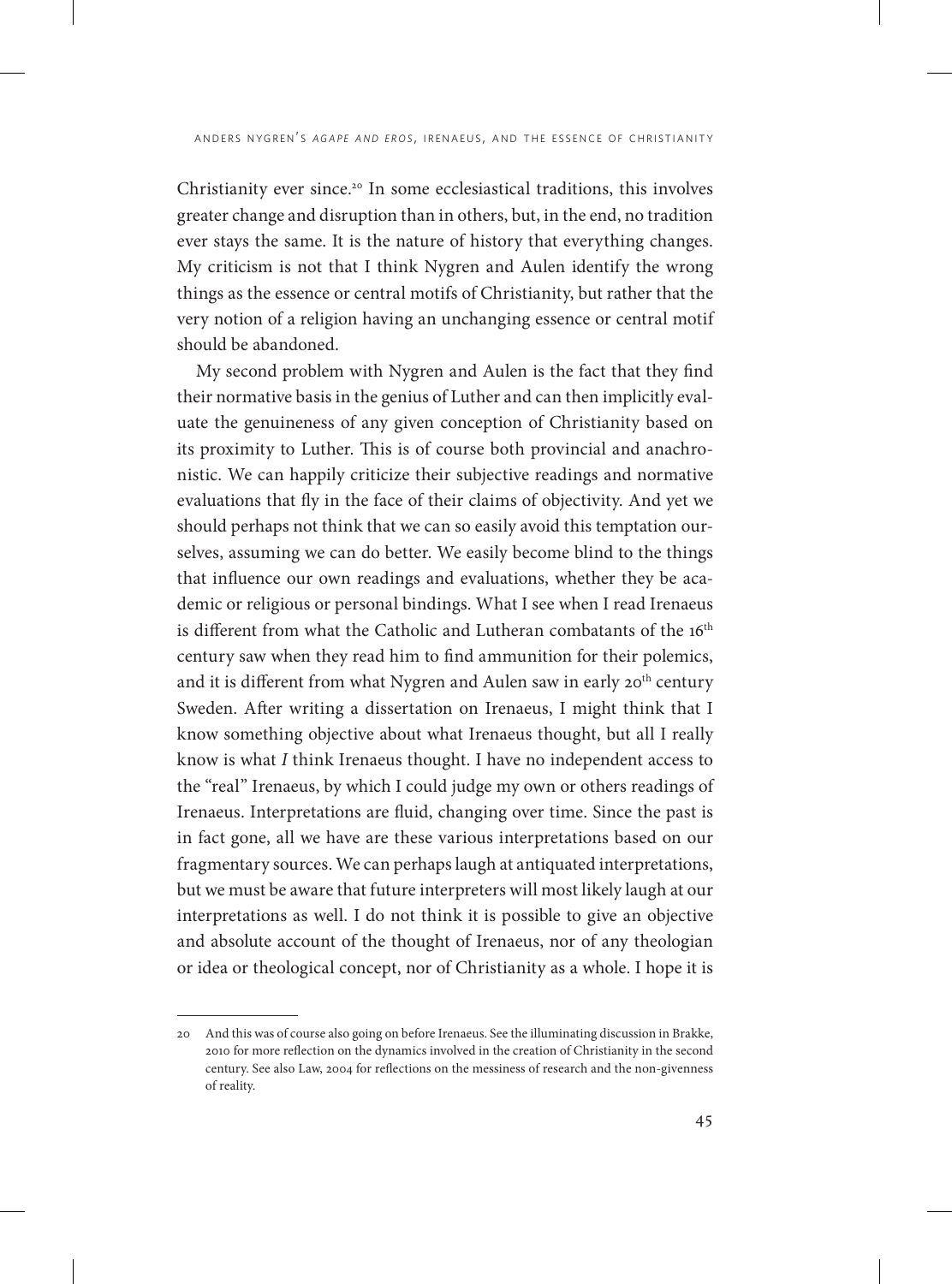Christianity ever since.[20] In some ecclesiastical traditions, this involves greater change and disruption than in others, but, in the end, no tradition ever stays the same. It is the nature of history that everything changes. My criticism is not that I think Nygren and Aulen identify the wrong things as the essence or central motifs of Christianity, but rather that the very notion of a religion having an unchanging essence or central motif should be abandoned.

My second problem with Nygren and Aulen is the fact that they find their normative basis in the genius of Luther and can then implicitly evaluate the genuineness of any given conception of Christianity based on its proximity to Luther. This is of course both provincial and anachronistic. We can happily criticize their subjective readings and normative evaluations that fly in the face of their claims of objectivity. And yet we should perhaps not think that we can so easily avoid this temptation ourselves, assuming we can do better. We easily become blind to the things that influence our own readings and evaluations, whether they be academic or religious or personal bindings. What I see when I read Irenaeus is different from what the Catholic and Lutheran combatants of the 16th century saw when they read him to find ammunition for their polemics, and it is different from what Nygren and Aulen saw in early 20th century Sweden. After writing a dissertation on Irenaeus, I might think that I know something objective about what Irenaeus thought, but all I really know is what *I* think Irenaeus thought. I have no independent access to the "real" Irenaeus, by which I could judge my own or others readings of Irenaeus. Interpretations are fluid, changing over time. Since the past is in fact gone, all we have are these various interpretations based on our fragmentary sources. We can perhaps laugh at antiquated interpretations, but we must be aware that future interpreters will most likely laugh at our interpretations as well. I do not think it is possible to give an objective and absolute account of the thought of Irenaeus, nor of any theologian or idea or theological concept, nor of Christianity as a whole. I hope it is

---

20 And this was of course also going on before Irenaeus. See the illuminating discussion in Brakke, 2010 for more reflection on the dynamics involved in the creation of Christianity in the second century. See also Law, 2004 for reflections on the messiness of research and the non-givenness of reality.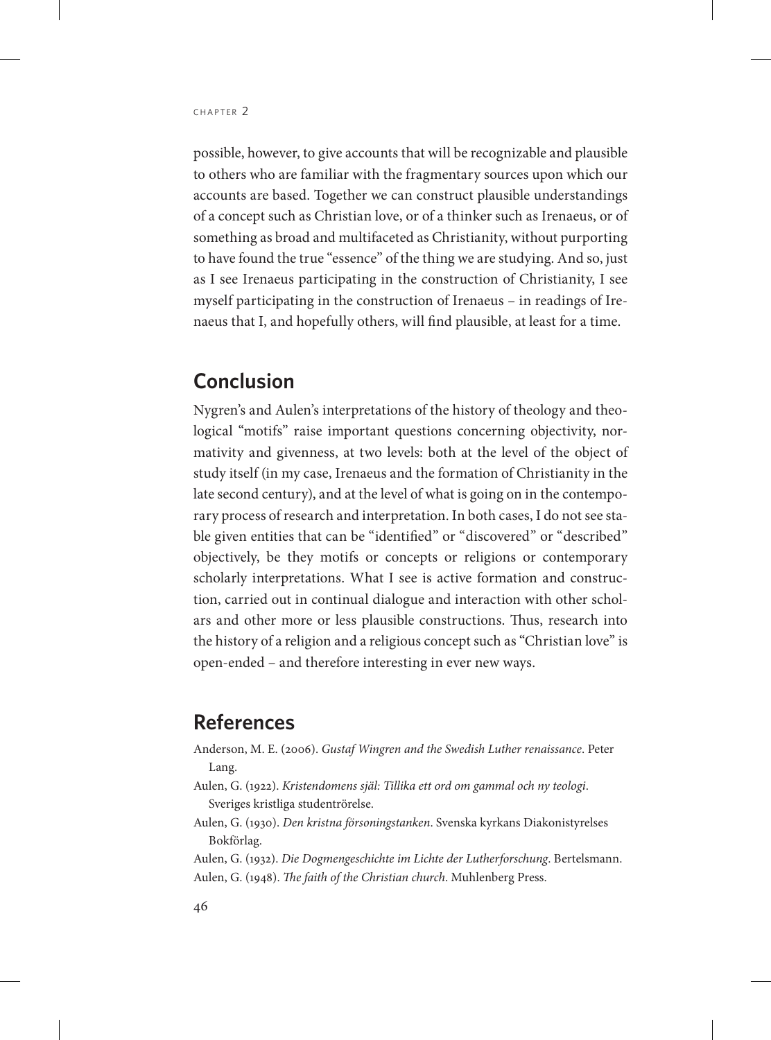possible, however, to give accounts that will be recognizable and plausible to others who are familiar with the fragmentary sources upon which our accounts are based. Together we can construct plausible understandings of a concept such as Christian love, or of a thinker such as Irenaeus, or of something as broad and multifaceted as Christianity, without purporting to have found the true "essence" of the thing we are studying. And so, just as I see Irenaeus participating in the construction of Christianity, I see myself participating in the construction of Irenaeus – in readings of Irenaeus that I, and hopefully others, will find plausible, at least for a time.

## Conclusion

Nygren's and Aulen's interpretations of the history of theology and theological "motifs" raise important questions concerning objectivity, normativity and givenness, at two levels: both at the level of the object of study itself (in my case, Irenaeus and the formation of Christianity in the late second century), and at the level of what is going on in the contemporary process of research and interpretation. In both cases, I do not see stable given entities that can be "identified" or "discovered" or "described" objectively, be they motifs or concepts or religions or contemporary scholarly interpretations. What I see is active formation and construction, carried out in continual dialogue and interaction with other scholars and other more or less plausible constructions. Thus, research into the history of a religion and a religious concept such as "Christian love" is open-ended – and therefore interesting in ever new ways.

## References

Anderson, M. E. (2006). *Gustaf Wingren and the Swedish Luther renaissance*. Peter Lang.

Aulen, G. (1922). *Kristendomens själ: Tillika ett ord om gammal och ny teologi*. Sveriges kristliga studentrörelse.

Aulen, G. (1930). *Den kristna försoningstanken*. Svenska kyrkans Diakonistyrelses Bokförlag.

Aulen, G. (1932). *Die Dogmengeschichte im Lichte der Lutherforschung*. Bertelsmann.

Aulen, G. (1948). *The faith of the Christian church*. Muhlenberg Press.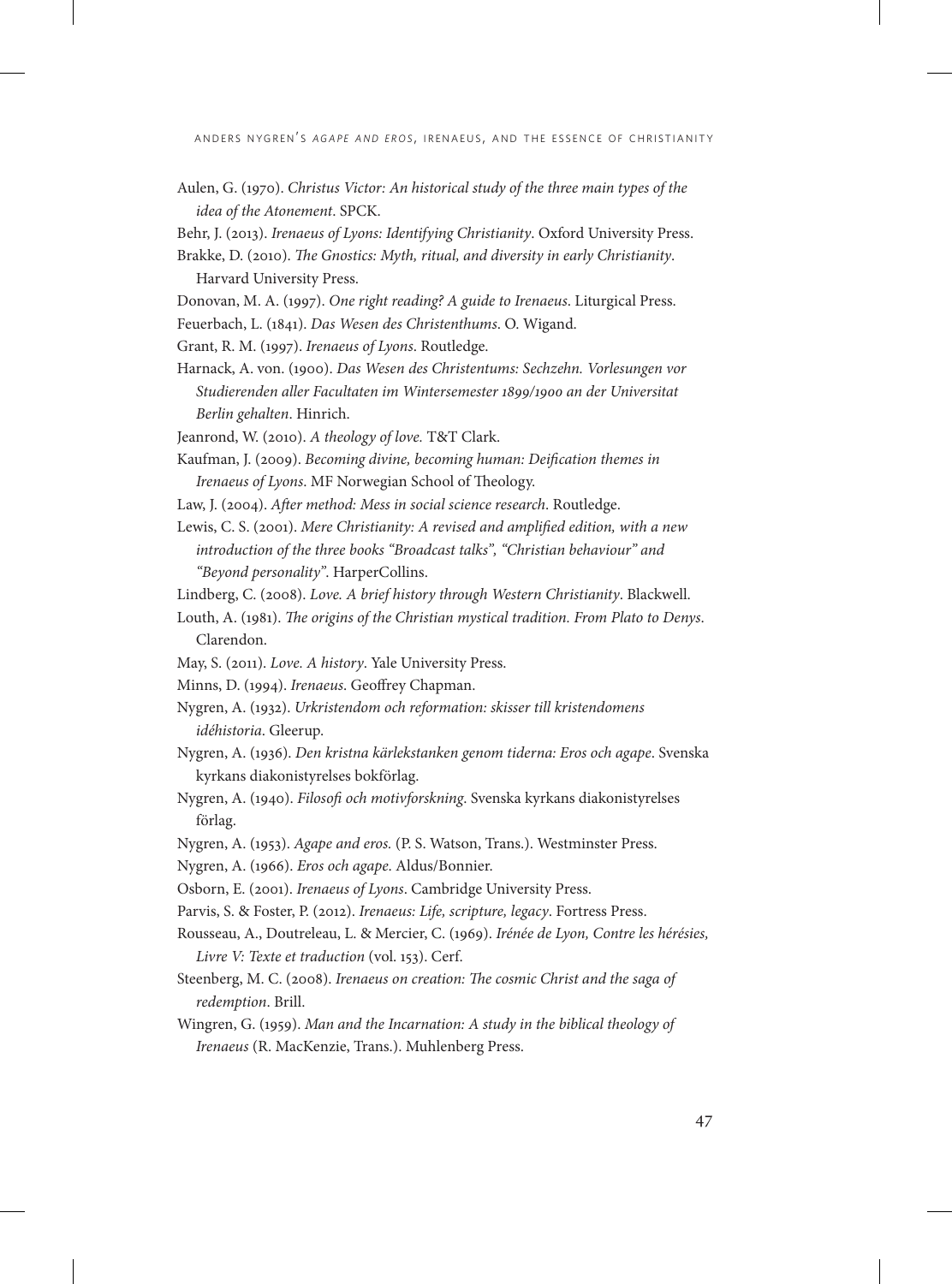Aulen, G. (1970). *Christus Victor: An historical study of the three main types of the idea of the Atonement*. SPCK.

Behr, J. (2013). *Irenaeus of Lyons: Identifying Christianity*. Oxford University Press.

Brakke, D. (2010). *The Gnostics: Myth, ritual, and diversity in early Christianity*. Harvard University Press.

Donovan, M. A. (1997). *One right reading? A guide to Irenaeus*. Liturgical Press.

Feuerbach, L. (1841). *Das Wesen des Christenthums*. O. Wigand.

Grant, R. M. (1997). *Irenaeus of Lyons*. Routledge.

Harnack, A. von. (1900). *Das Wesen des Christentums: Sechzehn. Vorlesungen vor Studierenden aller Facultaten im Wintersemester 1899/1900 an der Universitat Berlin gehalten*. Hinrich.

Jeanrond, W. (2010). *A theology of love.* T&T Clark.

Kaufman, J. (2009). *Becoming divine, becoming human: Deification themes in Irenaeus of Lyons*. MF Norwegian School of Theology.

Law, J. (2004). *After method: Mess in social science research*. Routledge.

Lewis, C. S. (2001). *Mere Christianity: A revised and amplified edition, with a new introduction of the three books "Broadcast talks", "Christian behaviour" and "Beyond personality"*. HarperCollins.

Lindberg, C. (2008). *Love. A brief history through Western Christianity*. Blackwell.

Louth, A. (1981). *The origins of the Christian mystical tradition. From Plato to Denys*. Clarendon.

May, S. (2011). *Love. A history*. Yale University Press.

Minns, D. (1994). *Irenaeus*. Geoffrey Chapman.

Nygren, A. (1932). *Urkristendom och reformation: skisser till kristendomens idéhistoria*. Gleerup.

Nygren, A. (1936). *Den kristna kärlekstanken genom tiderna: Eros och agape*. Svenska kyrkans diakonistyrelses bokförlag.

Nygren, A. (1940). *Filosofi och motivforskning*. Svenska kyrkans diakonistyrelses förlag.

Nygren, A. (1953). *Agape and eros.* (P. S. Watson, Trans.). Westminster Press.

Nygren, A. (1966). *Eros och agape*. Aldus/Bonnier.

Osborn, E. (2001). *Irenaeus of Lyons*. Cambridge University Press.

Parvis, S. & Foster, P. (2012). *Irenaeus: Life, scripture, legacy*. Fortress Press.

Rousseau, A., Doutreleau, L. & Mercier, C. (1969). *Irénée de Lyon, Contre les hérésies, Livre V: Texte et traduction* (vol. 153). Cerf.

Steenberg, M. C. (2008). *Irenaeus on creation: The cosmic Christ and the saga of redemption*. Brill.

Wingren, G. (1959). *Man and the Incarnation: A study in the biblical theology of Irenaeus* (R. MacKenzie, Trans.). Muhlenberg Press.